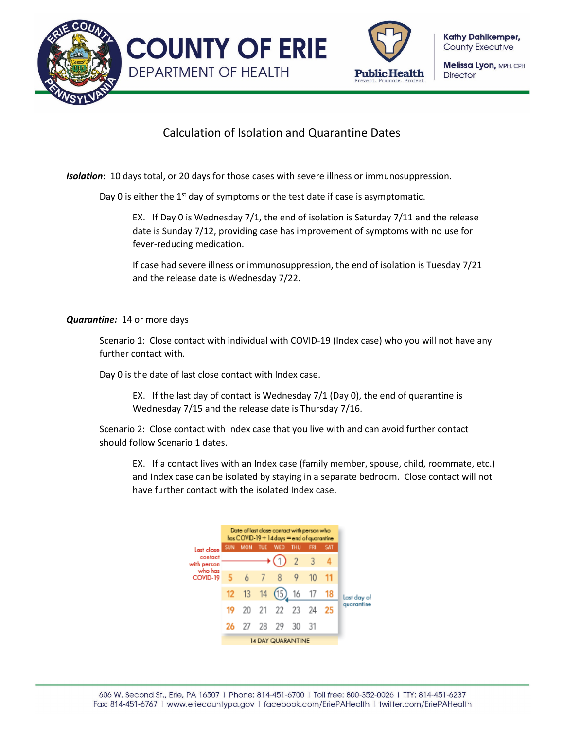# COUNTY OF ERIE
## DEPARTMENT OF HEALTH

Kathy Dahlkemper, County Executive

Melissa Lyon, MPH, CPH Director

## Calculation of Isolation and Quarantine Dates

***Isolation***: 10 days total, or 20 days for those cases with severe illness or immunosuppression.

Day 0 is either the 1st day of symptoms or the test date if case is asymptomatic.

EX. If Day 0 is Wednesday 7/1, the end of isolation is Saturday 7/11 and the release date is Sunday 7/12, providing case has improvement of symptoms with no use for fever-reducing medication.

If case had severe illness or immunosuppression, the end of isolation is Tuesday 7/21 and the release date is Wednesday 7/22.

***Quarantine:*** 14 or more days

Scenario 1: Close contact with individual with COVID-19 (Index case) who you will not have any further contact with.

Day 0 is the date of last close contact with Index case.

EX. If the last day of contact is Wednesday 7/1 (Day 0), the end of quarantine is Wednesday 7/15 and the release date is Thursday 7/16.

Scenario 2: Close contact with Index case that you live with and can avoid further contact should follow Scenario 1 dates.

EX. If a contact lives with an Index case (family member, spouse, child, roommate, etc.) and Index case can be isolated by staying in a separate bedroom. Close contact will not have further contact with the isolated Index case.

Date of last close contact with person who has COVID-19 + 14 days = end of quarantine

| SUN | MON | TUE | WED | THU | FRI | SAT |
|---|---|---|---|---|---|---|
| | | | (1) | 2 | 3 | 4 |
| 5 | 6 | 7 | 8 | 9 | 10 | 11 |
| 12 | 13 | 14 | (15) | 16 | 17 | 18 |
| 19 | 20 | 21 | 22 | 23 | 24 | 25 |
| 26 | 27 | 28 | 29 | 30 | 31 | |

14 DAY QUARANTINE

Last close contact with person who has COVID-19 → 1

Last day of quarantine → 15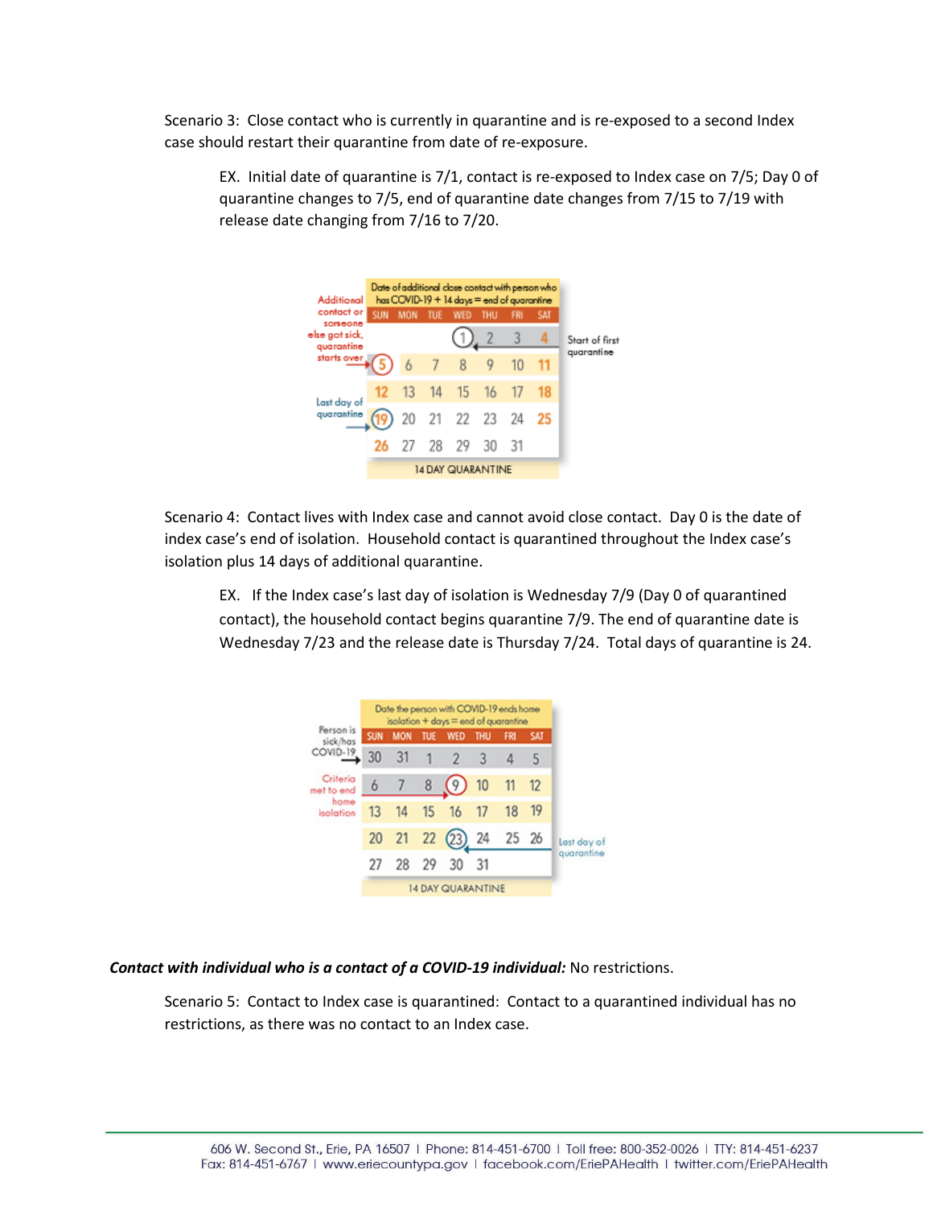Scenario 3: Close contact who is currently in quarantine and is re-exposed to a second Index case should restart their quarantine from date of re-exposure.

> EX. Initial date of quarantine is 7/1, contact is re-exposed to Index case on 7/5; Day 0 of quarantine changes to 7/5, end of quarantine date changes from 7/15 to 7/19 with release date changing from 7/16 to 7/20.

Date of additional close contact with person who has COVID-19 + 14 days = end of quarantine

Additional contact or someone else got sick, quarantine starts over

Start of first quarantine

Last day of quarantine

| SUN | MON | TUE | WED | THU | FRI | SAT |
|---|---|---|---|---|---|---|
| | | | 1 | 2 | 3 | 4 |
| 5 | 6 | 7 | 8 | 9 | 10 | 11 |
| 12 | 13 | 14 | 15 | 16 | 17 | 18 |
| 19 | 20 | 21 | 22 | 23 | 24 | 25 |
| 26 | 27 | 28 | 29 | 30 | 31 | |

14 DAY QUARANTINE

Scenario 4: Contact lives with Index case and cannot avoid close contact. Day 0 is the date of index case's end of isolation. Household contact is quarantined throughout the Index case's isolation plus 14 days of additional quarantine.

> EX. If the Index case's last day of isolation is Wednesday 7/9 (Day 0 of quarantined contact), the household contact begins quarantine 7/9. The end of quarantine date is Wednesday 7/23 and the release date is Thursday 7/24. Total days of quarantine is 24.

Date the person with COVID-19 ends home isolation + days = end of quarantine

Person is sick/has COVID-19

Criteria met to end home isolation

Last day of quarantine

| SUN | MON | TUE | WED | THU | FRI | SAT |
|---|---|---|---|---|---|---|
| 30 | 31 | 1 | 2 | 3 | 4 | 5 |
| 6 | 7 | 8 | 9 | 10 | 11 | 12 |
| 13 | 14 | 15 | 16 | 17 | 18 | 19 |
| 20 | 21 | 22 | 23 | 24 | 25 | 26 |
| 27 | 28 | 29 | 30 | 31 | | |

14 DAY QUARANTINE

***Contact with individual who is a contact of a COVID-19 individual:*** No restrictions.

Scenario 5: Contact to Index case is quarantined: Contact to a quarantined individual has no restrictions, as there was no contact to an Index case.

606 W. Second St., Erie, PA 16507 | Phone: 814-451-6700 | Toll free: 800-352-0026 | TTY: 814-451-6237
Fax: 814-451-6767 | www.eriecountypa.gov | facebook.com/EriePAHealth | twitter.com/EriePAHealth